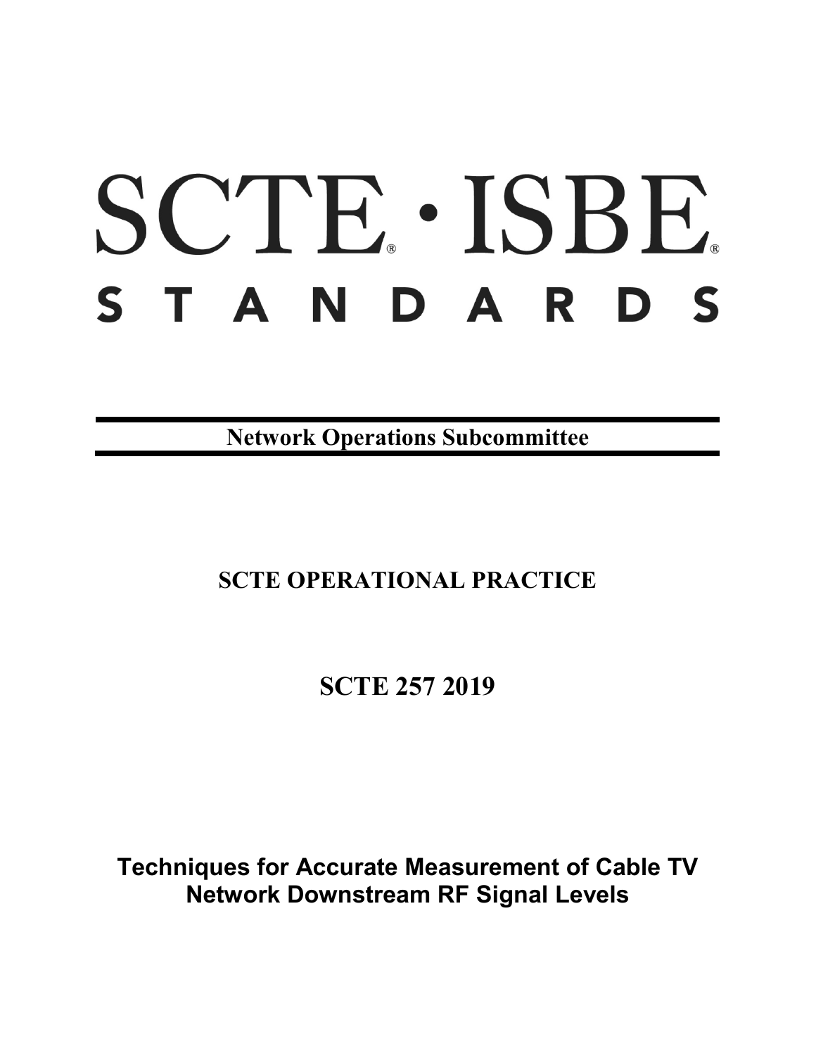# SCTE · ISBE STANDARDS

**Network Operations Subcommittee**

## SCTE OPERATIONAL PRACTICE

## SCTE 257 2019

# Techniques for Accurate Measurement of Cable TV Network Downstream RF Signal Levels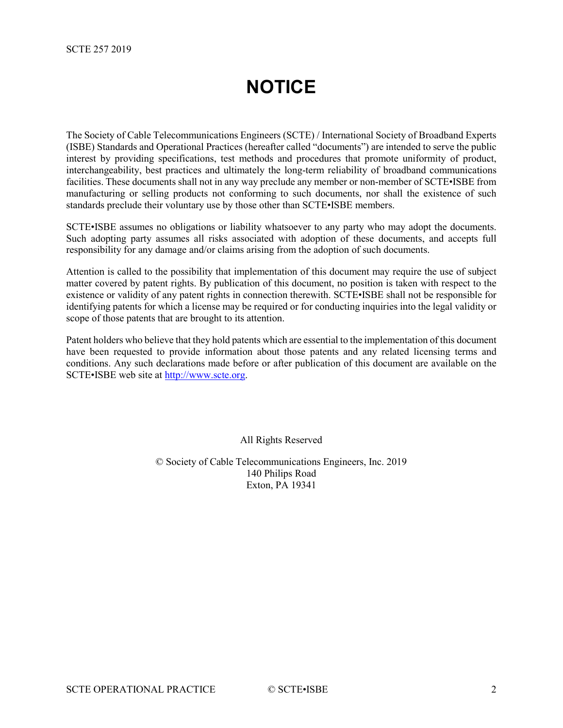# NOTICE

The Society of Cable Telecommunications Engineers (SCTE) / International Society of Broadband Experts (ISBE) Standards and Operational Practices (hereafter called "documents") are intended to serve the public interest by providing specifications, test methods and procedures that promote uniformity of product, interchangeability, best practices and ultimately the long-term reliability of broadband communications facilities. These documents shall not in any way preclude any member or non-member of SCTE•ISBE from manufacturing or selling products not conforming to such documents, nor shall the existence of such standards preclude their voluntary use by those other than SCTE•ISBE members.

SCTE•ISBE assumes no obligations or liability whatsoever to any party who may adopt the documents. Such adopting party assumes all risks associated with adoption of these documents, and accepts full responsibility for any damage and/or claims arising from the adoption of such documents.

Attention is called to the possibility that implementation of this document may require the use of subject matter covered by patent rights. By publication of this document, no position is taken with respect to the existence or validity of any patent rights in connection therewith. SCTE•ISBE shall not be responsible for identifying patents for which a license may be required or for conducting inquiries into the legal validity or scope of those patents that are brought to its attention.

Patent holders who believe that they hold patents which are essential to the implementation of this document have been requested to provide information about those patents and any related licensing terms and conditions. Any such declarations made before or after publication of this document are available on the SCTE•ISBE web site at http://www.scte.org.

All Rights Reserved

© Society of Cable Telecommunications Engineers, Inc. 2019
140 Philips Road
Exton, PA 19341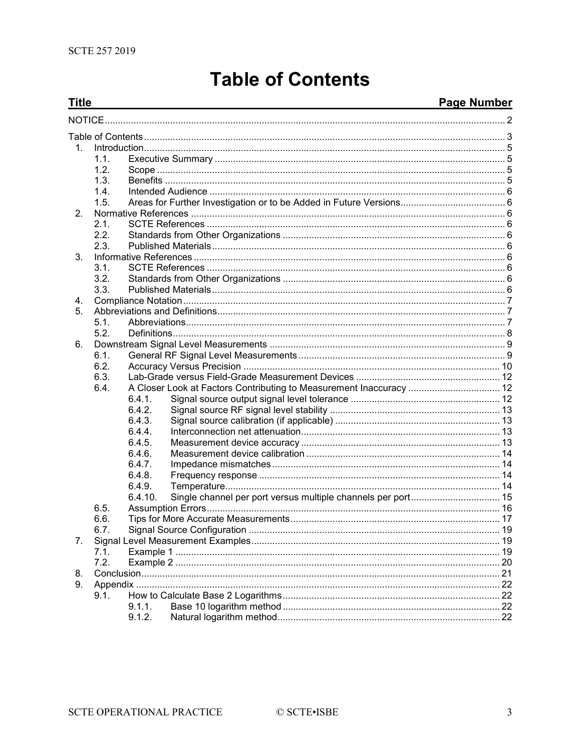# Table of Contents

| Title | Page Number |
|---|---|
| NOTICE | 2 |
| Table of Contents | 3 |
| 1. Introduction | 5 |
| 1.1. Executive Summary | 5 |
| 1.2. Scope | 5 |
| 1.3. Benefits | 5 |
| 1.4. Intended Audience | 6 |
| 1.5. Areas for Further Investigation or to be Added in Future Versions | 6 |
| 2. Normative References | 6 |
| 2.1. SCTE References | 6 |
| 2.2. Standards from Other Organizations | 6 |
| 2.3. Published Materials | 6 |
| 3. Informative References | 6 |
| 3.1. SCTE References | 6 |
| 3.2. Standards from Other Organizations | 6 |
| 3.3. Published Materials | 6 |
| 4. Compliance Notation | 7 |
| 5. Abbreviations and Definitions | 7 |
| 5.1. Abbreviations | 7 |
| 5.2. Definitions | 8 |
| 6. Downstream Signal Level Measurements | 9 |
| 6.1. General RF Signal Level Measurements | 9 |
| 6.2. Accuracy Versus Precision | 10 |
| 6.3. Lab-Grade versus Field-Grade Measurement Devices | 12 |
| 6.4. A Closer Look at Factors Contributing to Measurement Inaccuracy | 12 |
| 6.4.1. Signal source output signal level tolerance | 12 |
| 6.4.2. Signal source RF signal level stability | 13 |
| 6.4.3. Signal source calibration (if applicable) | 13 |
| 6.4.4. Interconnection net attenuation | 13 |
| 6.4.5. Measurement device accuracy | 13 |
| 6.4.6. Measurement device calibration | 14 |
| 6.4.7. Impedance mismatches | 14 |
| 6.4.8. Frequency response | 14 |
| 6.4.9. Temperature | 14 |
| 6.4.10. Single channel per port versus multiple channels per port | 15 |
| 6.5. Assumption Errors | 16 |
| 6.6. Tips for More Accurate Measurements | 17 |
| 6.7. Signal Source Configuration | 19 |
| 7. Signal Level Measurement Examples | 19 |
| 7.1. Example 1 | 19 |
| 7.2. Example 2 | 20 |
| 8. Conclusion | 21 |
| 9. Appendix | 22 |
| 9.1. How to Calculate Base 2 Logarithms | 22 |
| 9.1.1. Base 10 logarithm method | 22 |
| 9.1.2. Natural logarithm method | 22 |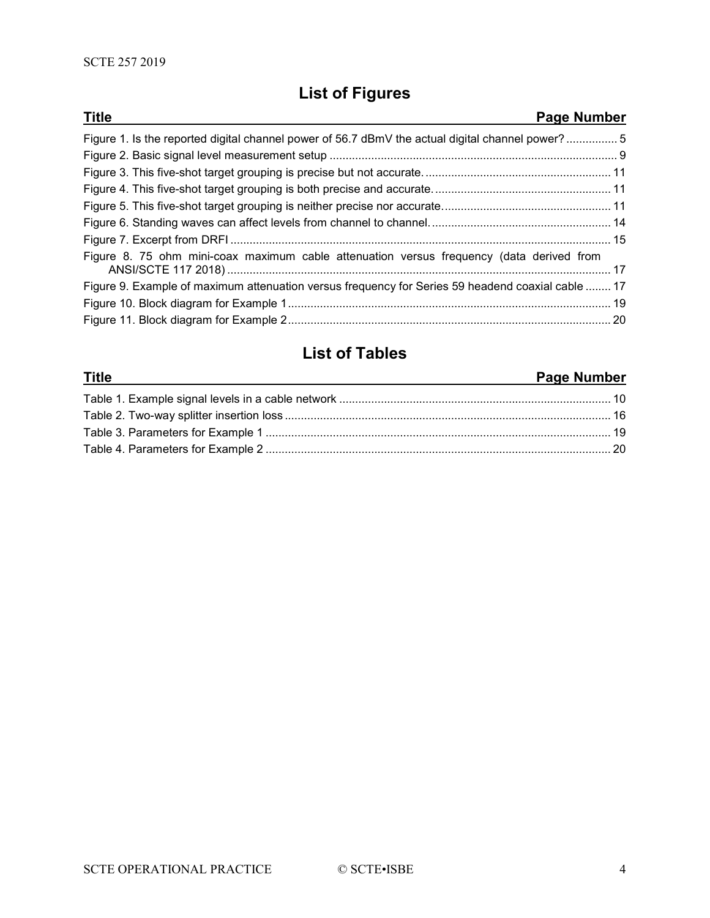## List of Figures

| Title | Page Number |
|---|---|
| Figure 1. Is the reported digital channel power of 56.7 dBmV the actual digital channel power? | 5 |
| Figure 2. Basic signal level measurement setup | 9 |
| Figure 3. This five-shot target grouping is precise but not accurate. | 11 |
| Figure 4. This five-shot target grouping is both precise and accurate. | 11 |
| Figure 5. This five-shot target grouping is neither precise nor accurate. | 11 |
| Figure 6. Standing waves can affect levels from channel to channel. | 14 |
| Figure 7. Excerpt from DRFI | 15 |
| Figure 8. 75 ohm mini-coax maximum cable attenuation versus frequency (data derived from ANSI/SCTE 117 2018) | 17 |
| Figure 9. Example of maximum attenuation versus frequency for Series 59 headend coaxial cable | 17 |
| Figure 10. Block diagram for Example 1 | 19 |
| Figure 11. Block diagram for Example 2 | 20 |

## List of Tables

| Title | Page Number |
|---|---|
| Table 1. Example signal levels in a cable network | 10 |
| Table 2. Two-way splitter insertion loss | 16 |
| Table 3. Parameters for Example 1 | 19 |
| Table 4. Parameters for Example 2 | 20 |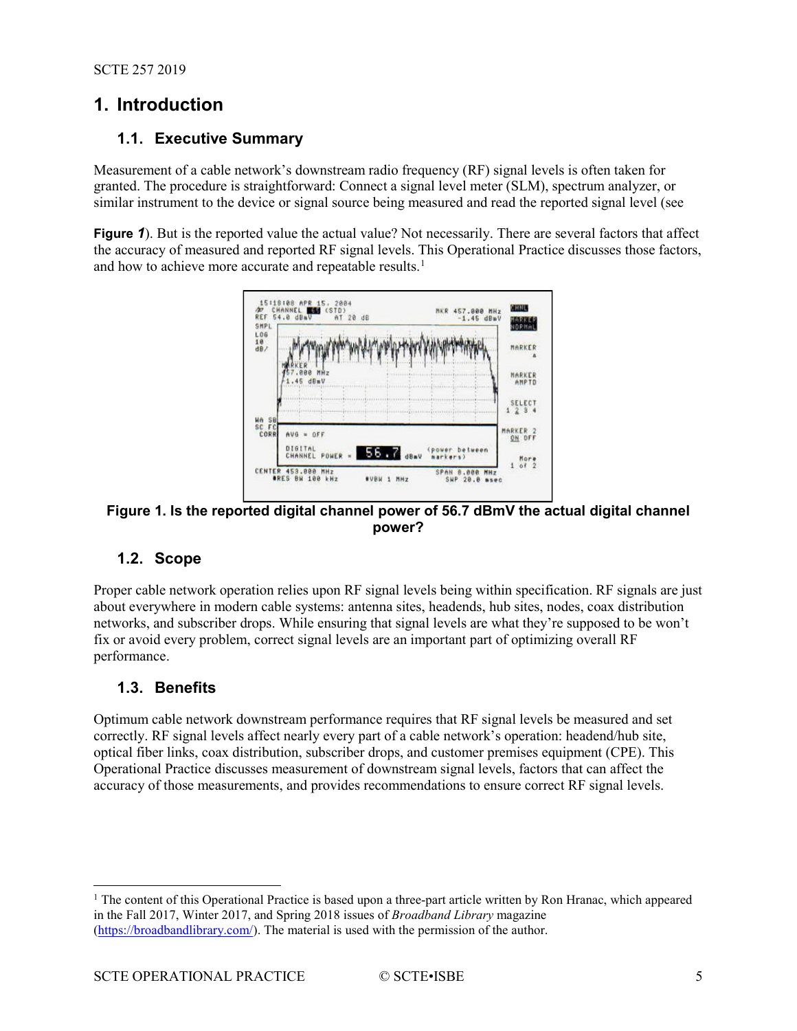# 1. Introduction

## 1.1. Executive Summary

Measurement of a cable network's downstream radio frequency (RF) signal levels is often taken for granted. The procedure is straightforward: Connect a signal level meter (SLM), spectrum analyzer, or similar instrument to the device or signal source being measured and read the reported signal level (see

**Figure 1**). But is the reported value the actual value? Not necessarily. There are several factors that affect the accuracy of measured and reported RF signal levels. This Operational Practice discusses those factors, and how to achieve more accurate and repeatable results.[1]

**Figure 1. Is the reported digital channel power of 56.7 dBmV the actual digital channel power?**

## 1.2. Scope

Proper cable network operation relies upon RF signal levels being within specification. RF signals are just about everywhere in modern cable systems: antenna sites, headends, hub sites, nodes, coax distribution networks, and subscriber drops. While ensuring that signal levels are what they're supposed to be won't fix or avoid every problem, correct signal levels are an important part of optimizing overall RF performance.

## 1.3. Benefits

Optimum cable network downstream performance requires that RF signal levels be measured and set correctly. RF signal levels affect nearly every part of a cable network's operation: headend/hub site, optical fiber links, coax distribution, subscriber drops, and customer premises equipment (CPE). This Operational Practice discusses measurement of downstream signal levels, factors that can affect the accuracy of those measurements, and provides recommendations to ensure correct RF signal levels.

---

[1] The content of this Operational Practice is based upon a three-part article written by Ron Hranac, which appeared in the Fall 2017, Winter 2017, and Spring 2018 issues of *Broadband Library* magazine (https://broadbandlibrary.com/). The material is used with the permission of the author.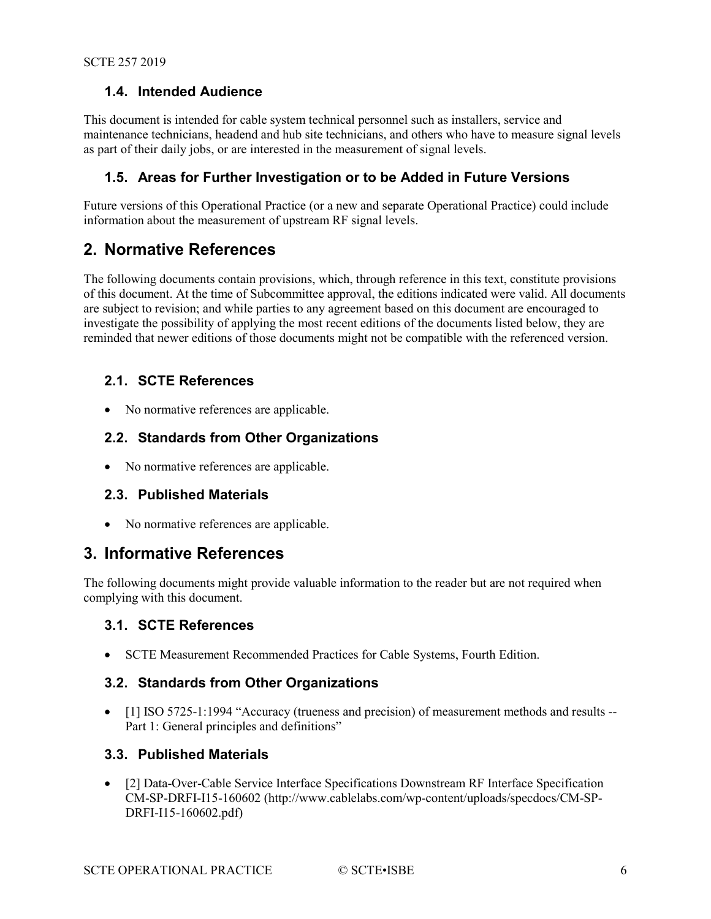### 1.4. Intended Audience

This document is intended for cable system technical personnel such as installers, service and maintenance technicians, headend and hub site technicians, and others who have to measure signal levels as part of their daily jobs, or are interested in the measurement of signal levels.

### 1.5. Areas for Further Investigation or to be Added in Future Versions

Future versions of this Operational Practice (or a new and separate Operational Practice) could include information about the measurement of upstream RF signal levels.

## 2. Normative References

The following documents contain provisions, which, through reference in this text, constitute provisions of this document. At the time of Subcommittee approval, the editions indicated were valid. All documents are subject to revision; and while parties to any agreement based on this document are encouraged to investigate the possibility of applying the most recent editions of the documents listed below, they are reminded that newer editions of those documents might not be compatible with the referenced version.

### 2.1. SCTE References

- No normative references are applicable.

### 2.2. Standards from Other Organizations

- No normative references are applicable.

### 2.3. Published Materials

- No normative references are applicable.

## 3. Informative References

The following documents might provide valuable information to the reader but are not required when complying with this document.

### 3.1. SCTE References

- SCTE Measurement Recommended Practices for Cable Systems, Fourth Edition.

### 3.2. Standards from Other Organizations

- [1] ISO 5725-1:1994 "Accuracy (trueness and precision) of measurement methods and results -- Part 1: General principles and definitions"

### 3.3. Published Materials

- [2] Data-Over-Cable Service Interface Specifications Downstream RF Interface Specification CM-SP-DRFI-I15-160602 (http://www.cablelabs.com/wp-content/uploads/specdocs/CM-SP-DRFI-I15-160602.pdf)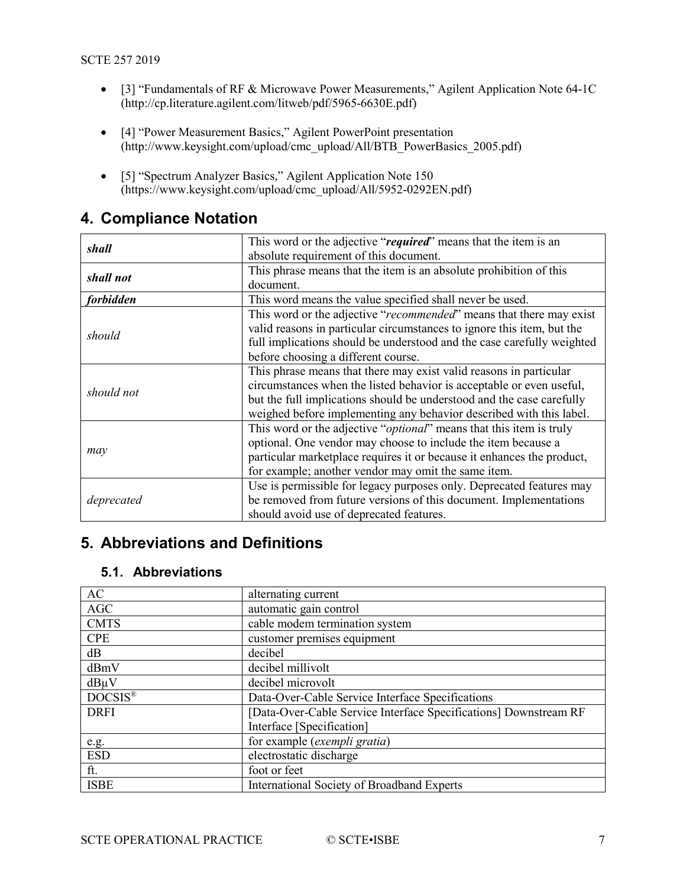- [3] “Fundamentals of RF & Microwave Power Measurements,” Agilent Application Note 64-1C (http://cp.literature.agilent.com/litweb/pdf/5965-6630E.pdf)
- [4] “Power Measurement Basics,” Agilent PowerPoint presentation (http://www.keysight.com/upload/cmc_upload/All/BTB_PowerBasics_2005.pdf)
- [5] “Spectrum Analyzer Basics,” Agilent Application Note 150 (https://www.keysight.com/upload/cmc_upload/All/5952-0292EN.pdf)

## 4. Compliance Notation

| | |
|---|---|
| ***shall*** | This word or the adjective “***required***” means that the item is an absolute requirement of this document. |
| ***shall not*** | This phrase means that the item is an absolute prohibition of this document. |
| ***forbidden*** | This word means the value specified shall never be used. |
| *should* | This word or the adjective “*recommended*” means that there may exist valid reasons in particular circumstances to ignore this item, but the full implications should be understood and the case carefully weighted before choosing a different course. |
| *should not* | This phrase means that there may exist valid reasons in particular circumstances when the listed behavior is acceptable or even useful, but the full implications should be understood and the case carefully weighed before implementing any behavior described with this label. |
| *may* | This word or the adjective “*optional*” means that this item is truly optional. One vendor may choose to include the item because a particular marketplace requires it or because it enhances the product, for example; another vendor may omit the same item. |
| *deprecated* | Use is permissible for legacy purposes only. Deprecated features may be removed from future versions of this document. Implementations should avoid use of deprecated features. |

## 5. Abbreviations and Definitions

### 5.1. Abbreviations

| | |
|---|---|
| AC | alternating current |
| AGC | automatic gain control |
| CMTS | cable modem termination system |
| CPE | customer premises equipment |
| dB | decibel |
| dBmV | decibel millivolt |
| dBµV | decibel microvolt |
| DOCSIS® | Data-Over-Cable Service Interface Specifications |
| DRFI | [Data-Over-Cable Service Interface Specifications] Downstream RF Interface [Specification] |
| e.g. | for example (*exempli gratia*) |
| ESD | electrostatic discharge |
| ft. | foot or feet |
| ISBE | International Society of Broadband Experts |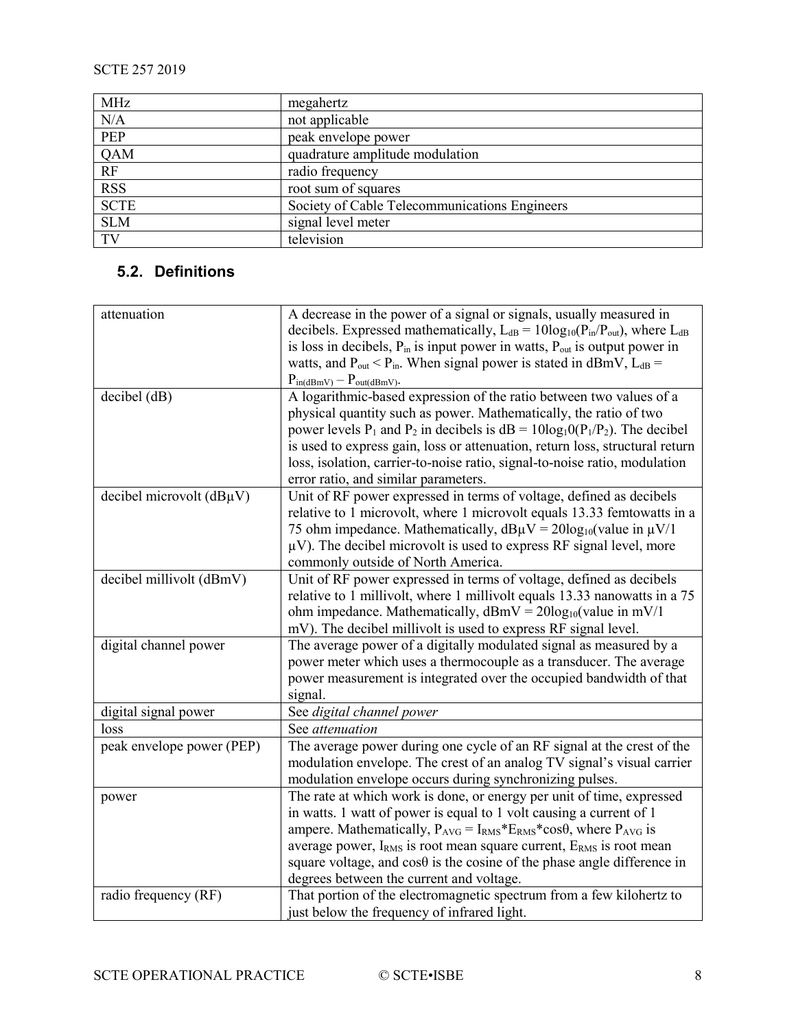| MHz | megahertz |
|---|---|
| N/A | not applicable |
| PEP | peak envelope power |
| QAM | quadrature amplitude modulation |
| RF | radio frequency |
| RSS | root sum of squares |
| SCTE | Society of Cable Telecommunications Engineers |
| SLM | signal level meter |
| TV | television |

### 5.2. Definitions

| attenuation | A decrease in the power of a signal or signals, usually measured in decibels. Expressed mathematically, $L_{dB} = 10\log_{10}(P_{in}/P_{out})$, where $L_{dB}$ is loss in decibels, $P_{in}$ is input power in watts, $P_{out}$ is output power in watts, and $P_{out} < P_{in}$. When signal power is stated in dBmV, $L_{dB} = P_{in(dBmV)} - P_{out(dBmV)}$. |
|---|---|
| decibel (dB) | A logarithmic-based expression of the ratio between two values of a physical quantity such as power. Mathematically, the ratio of two power levels $P_1$ and $P_2$ in decibels is $dB = 10\log_{10}(P_1/P_2)$. The decibel is used to express gain, loss or attenuation, return loss, structural return loss, isolation, carrier-to-noise ratio, signal-to-noise ratio, modulation error ratio, and similar parameters. |
| decibel microvolt (dBμV) | Unit of RF power expressed in terms of voltage, defined as decibels relative to 1 microvolt, where 1 microvolt equals 13.33 femtowatts in a 75 ohm impedance. Mathematically, $dB\mu V = 20\log_{10}(\text{value in } \mu V/1\ \mu V)$. The decibel microvolt is used to express RF signal level, more commonly outside of North America. |
| decibel millivolt (dBmV) | Unit of RF power expressed in terms of voltage, defined as decibels relative to 1 millivolt, where 1 millivolt equals 13.33 nanowatts in a 75 ohm impedance. Mathematically, $dBmV = 20\log_{10}(\text{value in mV}/1\ \text{mV})$. The decibel millivolt is used to express RF signal level. |
| digital channel power | The average power of a digitally modulated signal as measured by a power meter which uses a thermocouple as a transducer. The average power measurement is integrated over the occupied bandwidth of that signal. |
| digital signal power | See *digital channel power* |
| loss | See *attenuation* |
| peak envelope power (PEP) | The average power during one cycle of an RF signal at the crest of the modulation envelope. The crest of an analog TV signal's visual carrier modulation envelope occurs during synchronizing pulses. |
| power | The rate at which work is done, or energy per unit of time, expressed in watts. 1 watt of power is equal to 1 volt causing a current of 1 ampere. Mathematically, $P_{AVG} = I_{RMS} * E_{RMS} * \cos\theta$, where $P_{AVG}$ is average power, $I_{RMS}$ is root mean square current, $E_{RMS}$ is root mean square voltage, and $\cos\theta$ is the cosine of the phase angle difference in degrees between the current and voltage. |
| radio frequency (RF) | That portion of the electromagnetic spectrum from a few kilohertz to just below the frequency of infrared light. |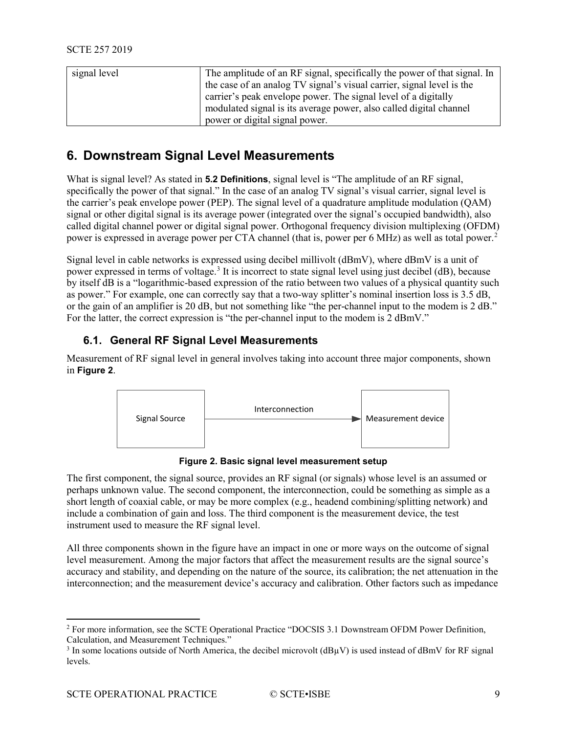| signal level | The amplitude of an RF signal, specifically the power of that signal. In the case of an analog TV signal's visual carrier, signal level is the carrier's peak envelope power. The signal level of a digitally modulated signal is its average power, also called digital channel power or digital signal power. |
|---|---|

# 6. Downstream Signal Level Measurements

What is signal level? As stated in **5.2 Definitions**, signal level is "The amplitude of an RF signal, specifically the power of that signal." In the case of an analog TV signal's visual carrier, signal level is the carrier's peak envelope power (PEP). The signal level of a quadrature amplitude modulation (QAM) signal or other digital signal is its average power (integrated over the signal's occupied bandwidth), also called digital channel power or digital signal power. Orthogonal frequency division multiplexing (OFDM) power is expressed in average power per CTA channel (that is, power per 6 MHz) as well as total power.[2]

Signal level in cable networks is expressed using decibel millivolt (dBmV), where dBmV is a unit of power expressed in terms of voltage.[3] It is incorrect to state signal level using just decibel (dB), because by itself dB is a "logarithmic-based expression of the ratio between two values of a physical quantity such as power." For example, one can correctly say that a two-way splitter's nominal insertion loss is 3.5 dB, or the gain of an amplifier is 20 dB, but not something like "the per-channel input to the modem is 2 dB." For the latter, the correct expression is "the per-channel input to the modem is 2 dBmV."

## 6.1. General RF Signal Level Measurements

Measurement of RF signal level in general involves taking into account three major components, shown in **Figure 2**.

Signal Source → Interconnection → Measurement device

**Figure 2. Basic signal level measurement setup**

The first component, the signal source, provides an RF signal (or signals) whose level is an assumed or perhaps unknown value. The second component, the interconnection, could be something as simple as a short length of coaxial cable, or may be more complex (e.g., headend combining/splitting network) and include a combination of gain and loss. The third component is the measurement device, the test instrument used to measure the RF signal level.

All three components shown in the figure have an impact in one or more ways on the outcome of signal level measurement. Among the major factors that affect the measurement results are the signal source's accuracy and stability, and depending on the nature of the source, its calibration; the net attenuation in the interconnection; and the measurement device's accuracy and calibration. Other factors such as impedance

---

[2] For more information, see the SCTE Operational Practice "DOCSIS 3.1 Downstream OFDM Power Definition, Calculation, and Measurement Techniques."

[3] In some locations outside of North America, the decibel microvolt (dBμV) is used instead of dBmV for RF signal levels.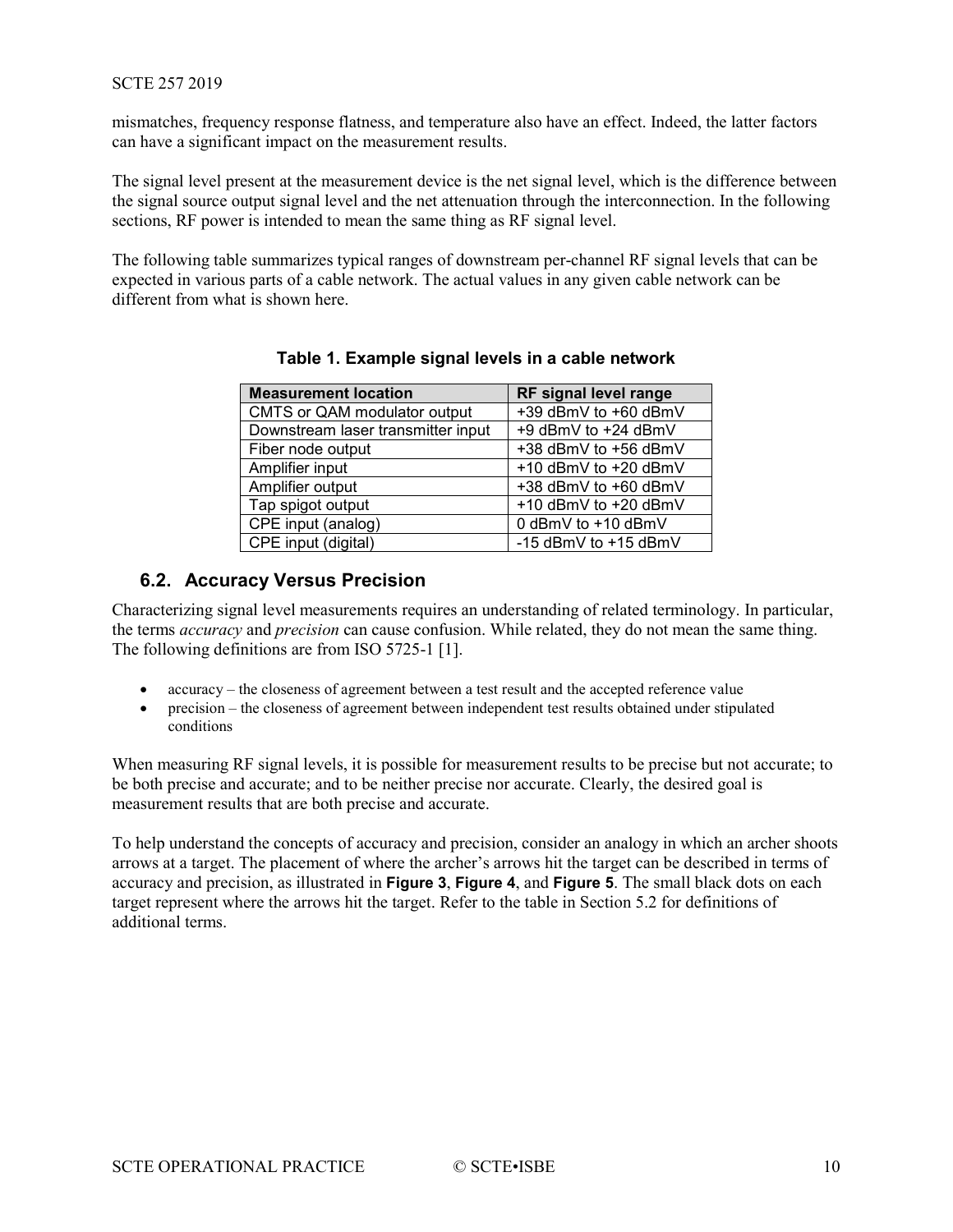mismatches, frequency response flatness, and temperature also have an effect. Indeed, the latter factors can have a significant impact on the measurement results.

The signal level present at the measurement device is the net signal level, which is the difference between the signal source output signal level and the net attenuation through the interconnection. In the following sections, RF power is intended to mean the same thing as RF signal level.

The following table summarizes typical ranges of downstream per-channel RF signal levels that can be expected in various parts of a cable network. The actual values in any given cable network can be different from what is shown here.

**Table 1. Example signal levels in a cable network**

| Measurement location | RF signal level range |
|---|---|
| CMTS or QAM modulator output | +39 dBmV to +60 dBmV |
| Downstream laser transmitter input | +9 dBmV to +24 dBmV |
| Fiber node output | +38 dBmV to +56 dBmV |
| Amplifier input | +10 dBmV to +20 dBmV |
| Amplifier output | +38 dBmV to +60 dBmV |
| Tap spigot output | +10 dBmV to +20 dBmV |
| CPE input (analog) | 0 dBmV to +10 dBmV |
| CPE input (digital) | -15 dBmV to +15 dBmV |

## 6.2. Accuracy Versus Precision

Characterizing signal level measurements requires an understanding of related terminology. In particular, the terms *accuracy* and *precision* can cause confusion. While related, they do not mean the same thing. The following definitions are from ISO 5725-1 [1].

- accuracy – the closeness of agreement between a test result and the accepted reference value
- precision – the closeness of agreement between independent test results obtained under stipulated conditions

When measuring RF signal levels, it is possible for measurement results to be precise but not accurate; to be both precise and accurate; and to be neither precise nor accurate. Clearly, the desired goal is measurement results that are both precise and accurate.

To help understand the concepts of accuracy and precision, consider an analogy in which an archer shoots arrows at a target. The placement of where the archer's arrows hit the target can be described in terms of accuracy and precision, as illustrated in **Figure 3**, **Figure 4**, and **Figure 5**. The small black dots on each target represent where the arrows hit the target. Refer to the table in Section 5.2 for definitions of additional terms.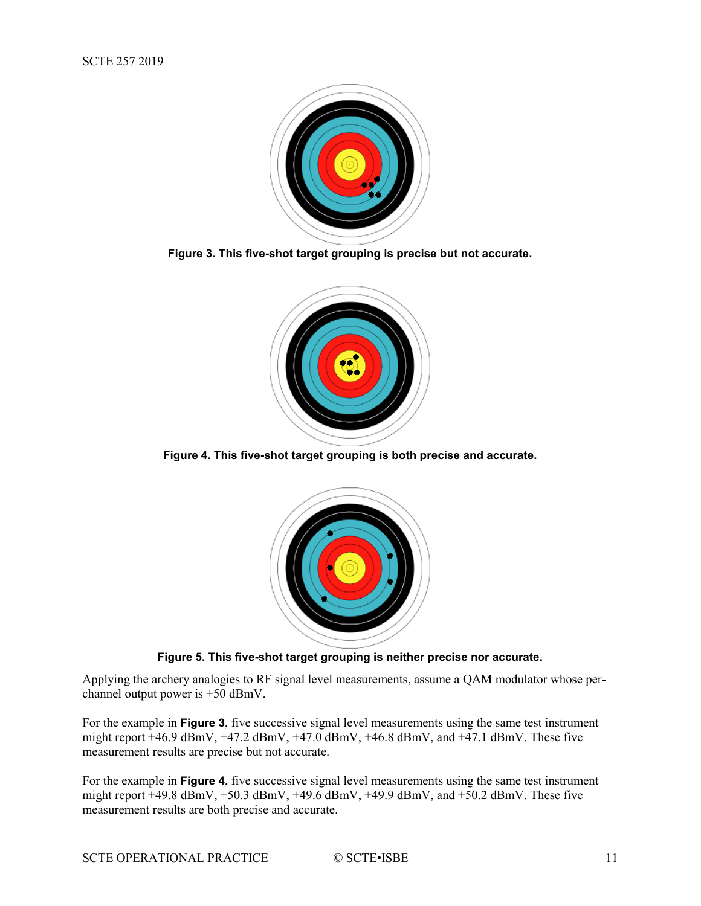**Figure 3. This five-shot target grouping is precise but not accurate.**

**Figure 4. This five-shot target grouping is both precise and accurate.**

**Figure 5. This five-shot target grouping is neither precise nor accurate.**

Applying the archery analogies to RF signal level measurements, assume a QAM modulator whose per-channel output power is +50 dBmV.

For the example in **Figure 3**, five successive signal level measurements using the same test instrument might report +46.9 dBmV, +47.2 dBmV, +47.0 dBmV, +46.8 dBmV, and +47.1 dBmV. These five measurement results are precise but not accurate.

For the example in **Figure 4**, five successive signal level measurements using the same test instrument might report +49.8 dBmV, +50.3 dBmV, +49.6 dBmV, +49.9 dBmV, and +50.2 dBmV. These five measurement results are both precise and accurate.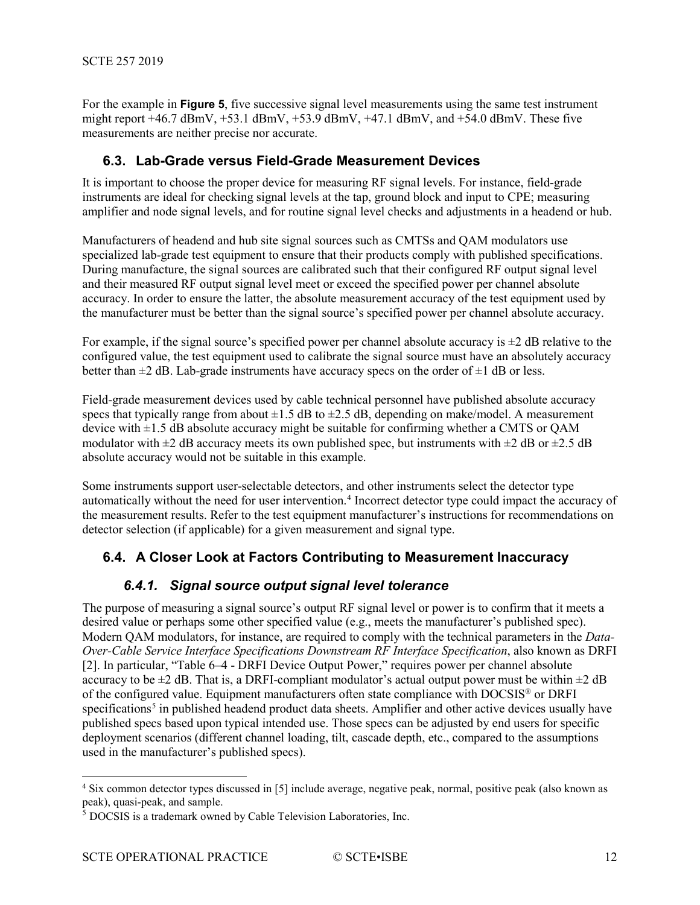For the example in **Figure 5**, five successive signal level measurements using the same test instrument might report +46.7 dBmV, +53.1 dBmV, +53.9 dBmV, +47.1 dBmV, and +54.0 dBmV. These five measurements are neither precise nor accurate.

## 6.3. Lab-Grade versus Field-Grade Measurement Devices

It is important to choose the proper device for measuring RF signal levels. For instance, field-grade instruments are ideal for checking signal levels at the tap, ground block and input to CPE; measuring amplifier and node signal levels, and for routine signal level checks and adjustments in a headend or hub.

Manufacturers of headend and hub site signal sources such as CMTSs and QAM modulators use specialized lab-grade test equipment to ensure that their products comply with published specifications. During manufacture, the signal sources are calibrated such that their configured RF output signal level and their measured RF output signal level meet or exceed the specified power per channel absolute accuracy. In order to ensure the latter, the absolute measurement accuracy of the test equipment used by the manufacturer must be better than the signal source's specified power per channel absolute accuracy.

For example, if the signal source's specified power per channel absolute accuracy is ±2 dB relative to the configured value, the test equipment used to calibrate the signal source must have an absolutely accuracy better than ±2 dB. Lab-grade instruments have accuracy specs on the order of ±1 dB or less.

Field-grade measurement devices used by cable technical personnel have published absolute accuracy specs that typically range from about ±1.5 dB to ±2.5 dB, depending on make/model. A measurement device with ±1.5 dB absolute accuracy might be suitable for confirming whether a CMTS or QAM modulator with ±2 dB accuracy meets its own published spec, but instruments with ±2 dB or ±2.5 dB absolute accuracy would not be suitable in this example.

Some instruments support user-selectable detectors, and other instruments select the detector type automatically without the need for user intervention.[4] Incorrect detector type could impact the accuracy of the measurement results. Refer to the test equipment manufacturer's instructions for recommendations on detector selection (if applicable) for a given measurement and signal type.

## 6.4. A Closer Look at Factors Contributing to Measurement Inaccuracy

### *6.4.1. Signal source output signal level tolerance*

The purpose of measuring a signal source's output RF signal level or power is to confirm that it meets a desired value or perhaps some other specified value (e.g., meets the manufacturer's published spec). Modern QAM modulators, for instance, are required to comply with the technical parameters in the *Data-Over-Cable Service Interface Specifications Downstream RF Interface Specification*, also known as DRFI [2]. In particular, "Table 6–4 - DRFI Device Output Power," requires power per channel absolute accuracy to be ±2 dB. That is, a DRFI-compliant modulator's actual output power must be within ±2 dB of the configured value. Equipment manufacturers often state compliance with DOCSIS® or DRFI specifications[5] in published headend product data sheets. Amplifier and other active devices usually have published specs based upon typical intended use. Those specs can be adjusted by end users for specific deployment scenarios (different channel loading, tilt, cascade depth, etc., compared to the assumptions used in the manufacturer's published specs).

---

[4] Six common detector types discussed in [5] include average, negative peak, normal, positive peak (also known as peak), quasi-peak, and sample.

[5] DOCSIS is a trademark owned by Cable Television Laboratories, Inc.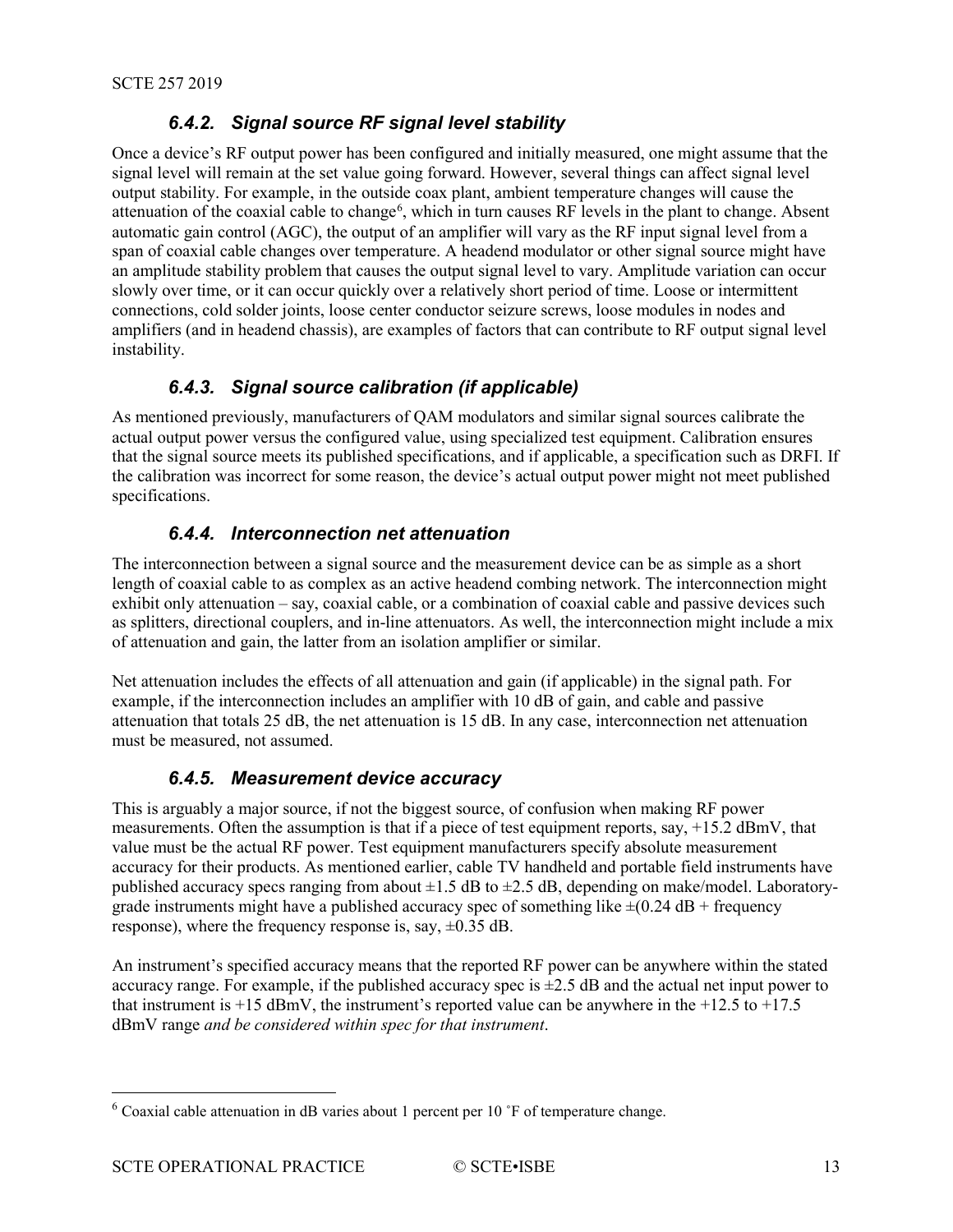### 6.4.2. Signal source RF signal level stability

Once a device's RF output power has been configured and initially measured, one might assume that the signal level will remain at the set value going forward. However, several things can affect signal level output stability. For example, in the outside coax plant, ambient temperature changes will cause the attenuation of the coaxial cable to change[6], which in turn causes RF levels in the plant to change. Absent automatic gain control (AGC), the output of an amplifier will vary as the RF input signal level from a span of coaxial cable changes over temperature. A headend modulator or other signal source might have an amplitude stability problem that causes the output signal level to vary. Amplitude variation can occur slowly over time, or it can occur quickly over a relatively short period of time. Loose or intermittent connections, cold solder joints, loose center conductor seizure screws, loose modules in nodes and amplifiers (and in headend chassis), are examples of factors that can contribute to RF output signal level instability.

### 6.4.3. Signal source calibration (if applicable)

As mentioned previously, manufacturers of QAM modulators and similar signal sources calibrate the actual output power versus the configured value, using specialized test equipment. Calibration ensures that the signal source meets its published specifications, and if applicable, a specification such as DRFI. If the calibration was incorrect for some reason, the device's actual output power might not meet published specifications.

### 6.4.4. Interconnection net attenuation

The interconnection between a signal source and the measurement device can be as simple as a short length of coaxial cable to as complex as an active headend combing network. The interconnection might exhibit only attenuation – say, coaxial cable, or a combination of coaxial cable and passive devices such as splitters, directional couplers, and in-line attenuators. As well, the interconnection might include a mix of attenuation and gain, the latter from an isolation amplifier or similar.

Net attenuation includes the effects of all attenuation and gain (if applicable) in the signal path. For example, if the interconnection includes an amplifier with 10 dB of gain, and cable and passive attenuation that totals 25 dB, the net attenuation is 15 dB. In any case, interconnection net attenuation must be measured, not assumed.

### 6.4.5. Measurement device accuracy

This is arguably a major source, if not the biggest source, of confusion when making RF power measurements. Often the assumption is that if a piece of test equipment reports, say, +15.2 dBmV, that value must be the actual RF power. Test equipment manufacturers specify absolute measurement accuracy for their products. As mentioned earlier, cable TV handheld and portable field instruments have published accuracy specs ranging from about ±1.5 dB to ±2.5 dB, depending on make/model. Laboratory-grade instruments might have a published accuracy spec of something like ±(0.24 dB + frequency response), where the frequency response is, say, ±0.35 dB.

An instrument's specified accuracy means that the reported RF power can be anywhere within the stated accuracy range. For example, if the published accuracy spec is ±2.5 dB and the actual net input power to that instrument is +15 dBmV, the instrument's reported value can be anywhere in the +12.5 to +17.5 dBmV range *and be considered within spec for that instrument*.

---

[6] Coaxial cable attenuation in dB varies about 1 percent per 10 °F of temperature change.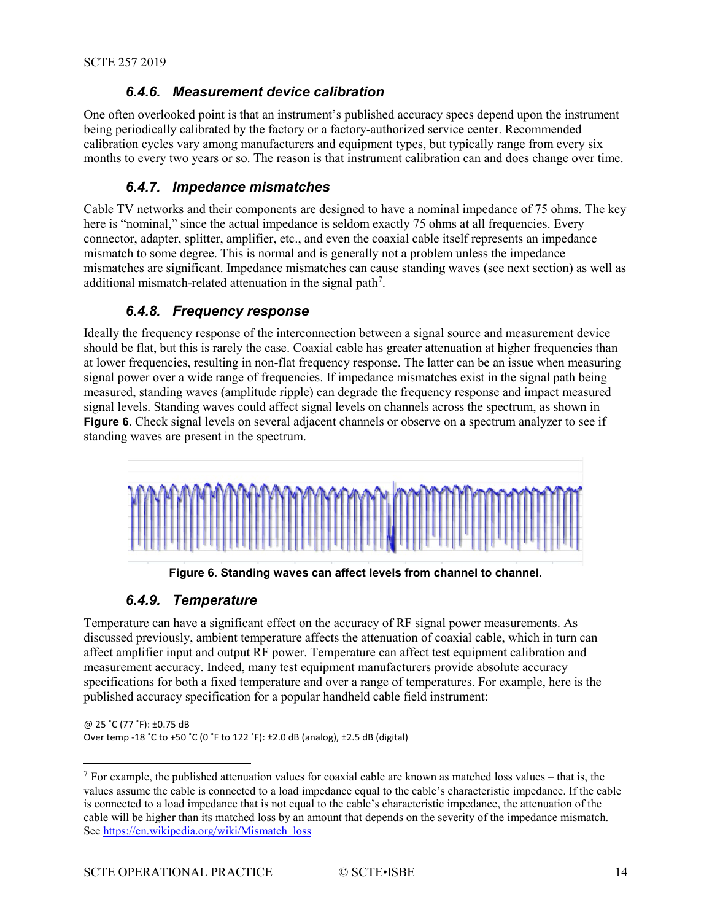### 6.4.6. Measurement device calibration

One often overlooked point is that an instrument's published accuracy specs depend upon the instrument being periodically calibrated by the factory or a factory-authorized service center. Recommended calibration cycles vary among manufacturers and equipment types, but typically range from every six months to every two years or so. The reason is that instrument calibration can and does change over time.

### 6.4.7. Impedance mismatches

Cable TV networks and their components are designed to have a nominal impedance of 75 ohms. The key here is "nominal," since the actual impedance is seldom exactly 75 ohms at all frequencies. Every connector, adapter, splitter, amplifier, etc., and even the coaxial cable itself represents an impedance mismatch to some degree. This is normal and is generally not a problem unless the impedance mismatches are significant. Impedance mismatches can cause standing waves (see next section) as well as additional mismatch-related attenuation in the signal path[7].

### 6.4.8. Frequency response

Ideally the frequency response of the interconnection between a signal source and measurement device should be flat, but this is rarely the case. Coaxial cable has greater attenuation at higher frequencies than at lower frequencies, resulting in non-flat frequency response. The latter can be an issue when measuring signal power over a wide range of frequencies. If impedance mismatches exist in the signal path being measured, standing waves (amplitude ripple) can degrade the frequency response and impact measured signal levels. Standing waves could affect signal levels on channels across the spectrum, as shown in **Figure 6**. Check signal levels on several adjacent channels or observe on a spectrum analyzer to see if standing waves are present in the spectrum.

**Figure 6. Standing waves can affect levels from channel to channel.**

### 6.4.9. Temperature

Temperature can have a significant effect on the accuracy of RF signal power measurements. As discussed previously, ambient temperature affects the attenuation of coaxial cable, which in turn can affect amplifier input and output RF power. Temperature can affect test equipment calibration and measurement accuracy. Indeed, many test equipment manufacturers provide absolute accuracy specifications for both a fixed temperature and over a range of temperatures. For example, here is the published accuracy specification for a popular handheld cable field instrument:

@ 25 ˚C (77 ˚F): ±0.75 dB
Over temp -18 ˚C to +50 ˚C (0 ˚F to 122 ˚F): ±2.0 dB (analog), ±2.5 dB (digital)

---

[7] For example, the published attenuation values for coaxial cable are known as matched loss values – that is, the values assume the cable is connected to a load impedance equal to the cable's characteristic impedance. If the cable is connected to a load impedance that is not equal to the cable's characteristic impedance, the attenuation of the cable will be higher than its matched loss by an amount that depends on the severity of the impedance mismatch. See https://en.wikipedia.org/wiki/Mismatch_loss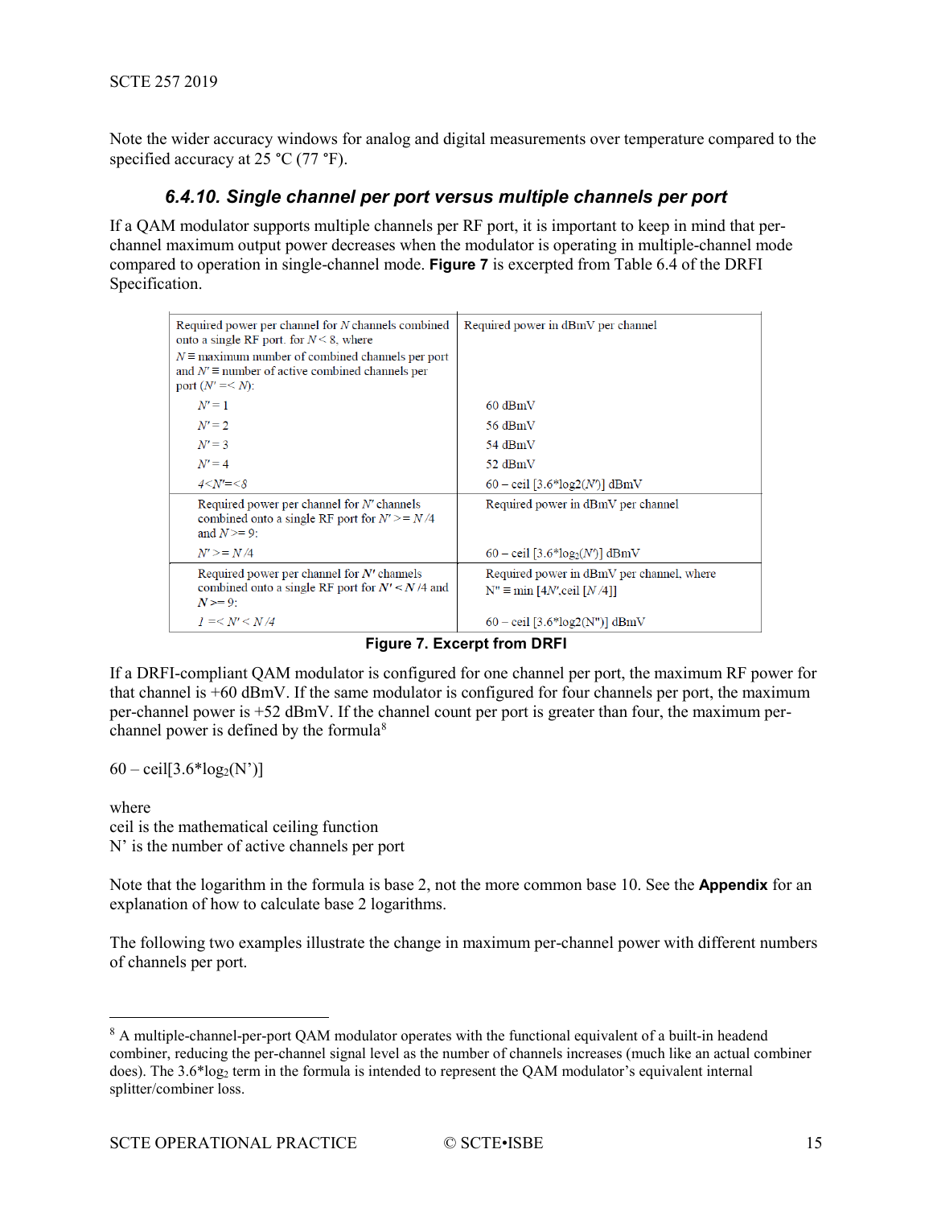Note the wider accuracy windows for analog and digital measurements over temperature compared to the specified accuracy at 25 °C (77 °F).

### 6.4.10. Single channel per port versus multiple channels per port

If a QAM modulator supports multiple channels per RF port, it is important to keep in mind that per-channel maximum output power decreases when the modulator is operating in multiple-channel mode compared to operation in single-channel mode. **Figure 7** is excerpted from Table 6.4 of the DRFI Specification.

| Required power per channel for $N$ channels combined onto a single RF port. for $N < 8$, where $N \equiv$ maximum number of combined channels per port and $N' \equiv$ number of active combined channels per port ($N' =< N$): | Required power in dBmV per channel |
|---|---|
| $N' = 1$ | 60 dBmV |
| $N' = 2$ | 56 dBmV |
| $N' = 3$ | 54 dBmV |
| $N' = 4$ | 52 dBmV |
| $4 < N' =< 8$ | 60 – ceil [3.6*log2($N'$)] dBmV |
| Required power per channel for $N'$ channels combined onto a single RF port for $N' >= N/4$ and $N >= 9$: | Required power in dBmV per channel |
| $N' >= N/4$ | 60 – ceil [3.6*$\log_2(N')$] dBmV |
| Required power per channel for $N'$ channels combined onto a single RF port for $N' < N/4$ and $N >= 9$: | Required power in dBmV per channel, where N" ≡ min [4$N'$,ceil [$N$/4]] |
| $1 =< N' < N/4$ | 60 – ceil [3.6*log2(N")] dBmV |

**Figure 7. Excerpt from DRFI**

If a DRFI-compliant QAM modulator is configured for one channel per port, the maximum RF power for that channel is +60 dBmV. If the same modulator is configured for four channels per port, the maximum per-channel power is +52 dBmV. If the channel count per port is greater than four, the maximum per-channel power is defined by the formula[8]

$$60 - \text{ceil}[3.6 * \log_2(N')]$$

where
ceil is the mathematical ceiling function
N' is the number of active channels per port

Note that the logarithm in the formula is base 2, not the more common base 10. See the **Appendix** for an explanation of how to calculate base 2 logarithms.

The following two examples illustrate the change in maximum per-channel power with different numbers of channels per port.

[8] A multiple-channel-per-port QAM modulator operates with the functional equivalent of a built-in headend combiner, reducing the per-channel signal level as the number of channels increases (much like an actual combiner does). The $3.6*\log_2$ term in the formula is intended to represent the QAM modulator's equivalent internal splitter/combiner loss.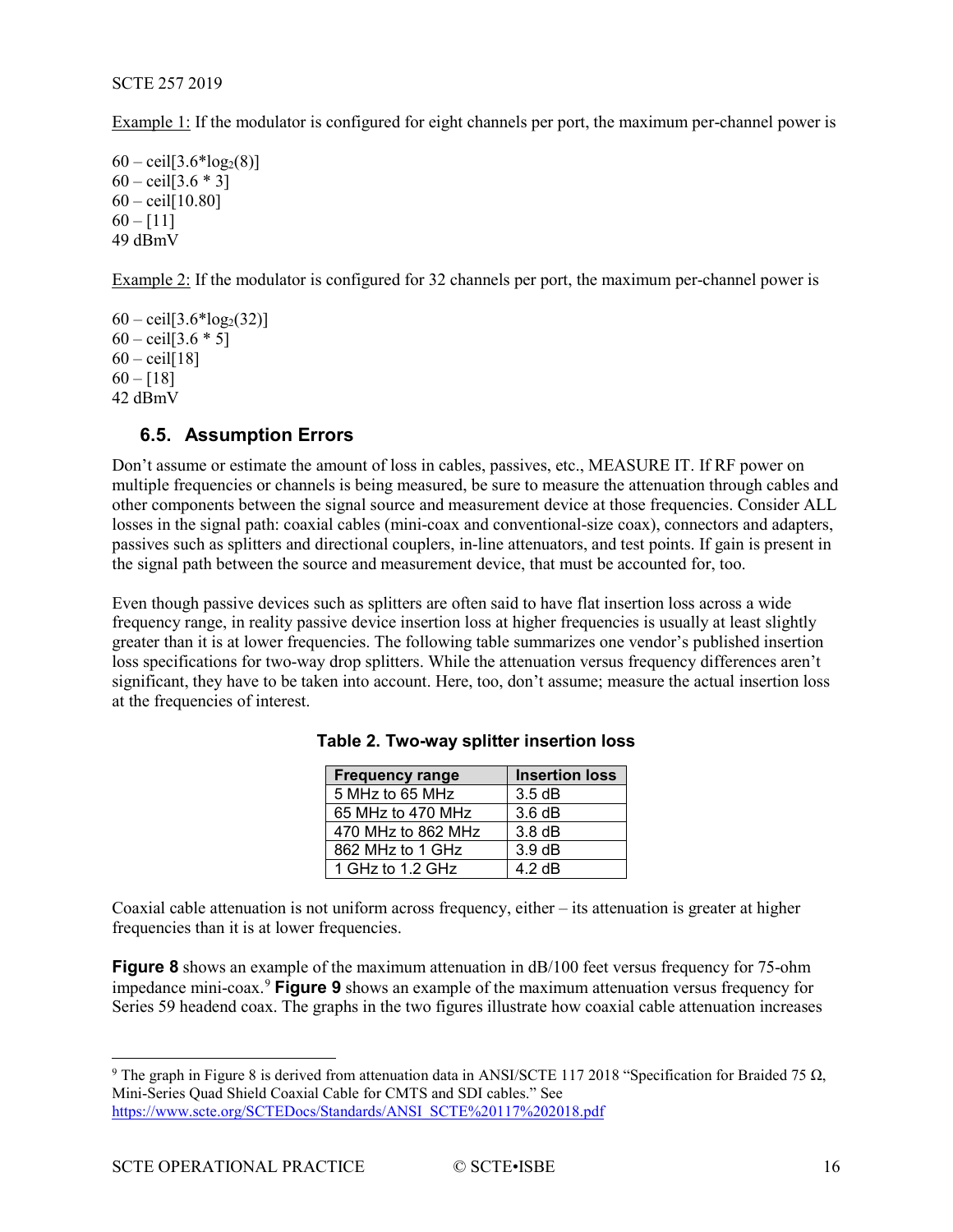Example 1: If the modulator is configured for eight channels per port, the maximum per-channel power is

60 – ceil[3.6*$\log_2$(8)]
60 – ceil[3.6 * 3]
60 – ceil[10.80]
60 – [11]
49 dBmV

Example 2: If the modulator is configured for 32 channels per port, the maximum per-channel power is

60 – ceil[3.6*$\log_2$(32)]
60 – ceil[3.6 * 5]
60 – ceil[18]
60 – [18]
42 dBmV

### 6.5. Assumption Errors

Don't assume or estimate the amount of loss in cables, passives, etc., MEASURE IT. If RF power on multiple frequencies or channels is being measured, be sure to measure the attenuation through cables and other components between the signal source and measurement device at those frequencies. Consider ALL losses in the signal path: coaxial cables (mini-coax and conventional-size coax), connectors and adapters, passives such as splitters and directional couplers, in-line attenuators, and test points. If gain is present in the signal path between the source and measurement device, that must be accounted for, too.

Even though passive devices such as splitters are often said to have flat insertion loss across a wide frequency range, in reality passive device insertion loss at higher frequencies is usually at least slightly greater than it is at lower frequencies. The following table summarizes one vendor's published insertion loss specifications for two-way drop splitters. While the attenuation versus frequency differences aren't significant, they have to be taken into account. Here, too, don't assume; measure the actual insertion loss at the frequencies of interest.

**Table 2. Two-way splitter insertion loss**

| Frequency range | Insertion loss |
|---|---|
| 5 MHz to 65 MHz | 3.5 dB |
| 65 MHz to 470 MHz | 3.6 dB |
| 470 MHz to 862 MHz | 3.8 dB |
| 862 MHz to 1 GHz | 3.9 dB |
| 1 GHz to 1.2 GHz | 4.2 dB |

Coaxial cable attenuation is not uniform across frequency, either – its attenuation is greater at higher frequencies than it is at lower frequencies.

**Figure 8** shows an example of the maximum attenuation in dB/100 feet versus frequency for 75-ohm impedance mini-coax.[9] **Figure 9** shows an example of the maximum attenuation versus frequency for Series 59 headend coax. The graphs in the two figures illustrate how coaxial cable attenuation increases

[9] The graph in Figure 8 is derived from attenuation data in ANSI/SCTE 117 2018 "Specification for Braided 75 Ω, Mini-Series Quad Shield Coaxial Cable for CMTS and SDI cables." See https://www.scte.org/SCTEDocs/Standards/ANSI_SCTE%20117%202018.pdf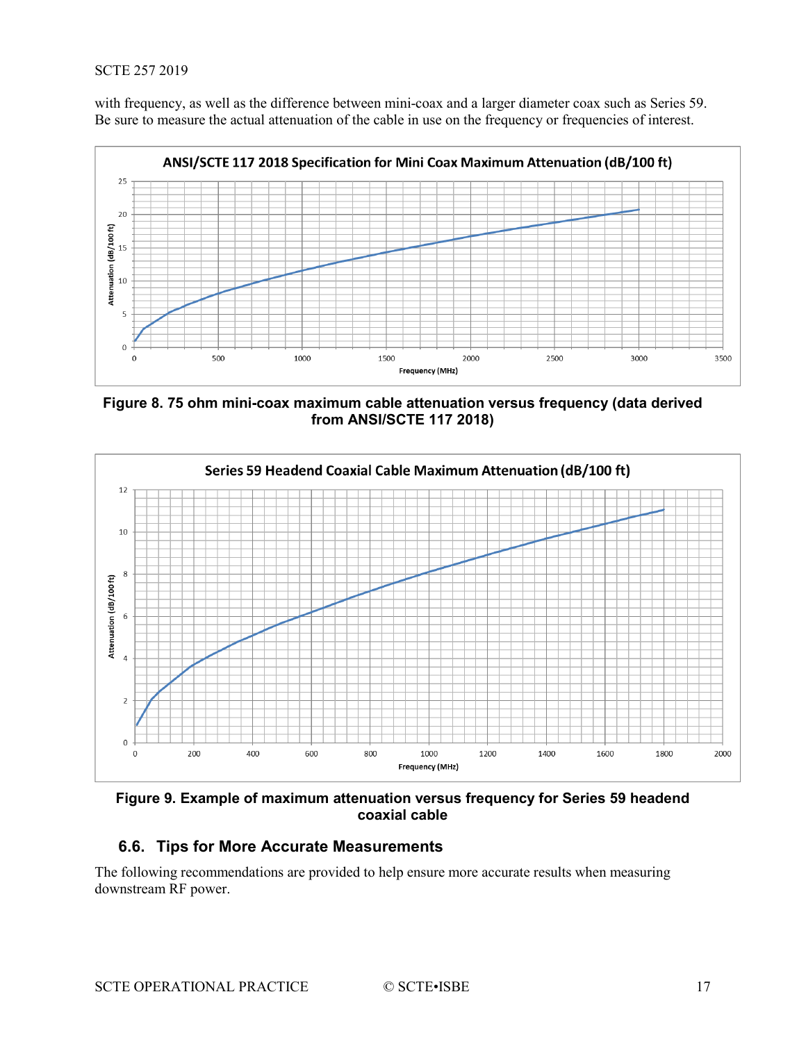with frequency, as well as the difference between mini-coax and a larger diameter coax such as Series 59. Be sure to measure the actual attenuation of the cable in use on the frequency or frequencies of interest.

**Figure 8. 75 ohm mini-coax maximum cable attenuation versus frequency (data derived from ANSI/SCTE 117 2018)**

**Figure 9. Example of maximum attenuation versus frequency for Series 59 headend coaxial cable**

## 6.6. Tips for More Accurate Measurements

The following recommendations are provided to help ensure more accurate results when measuring downstream RF power.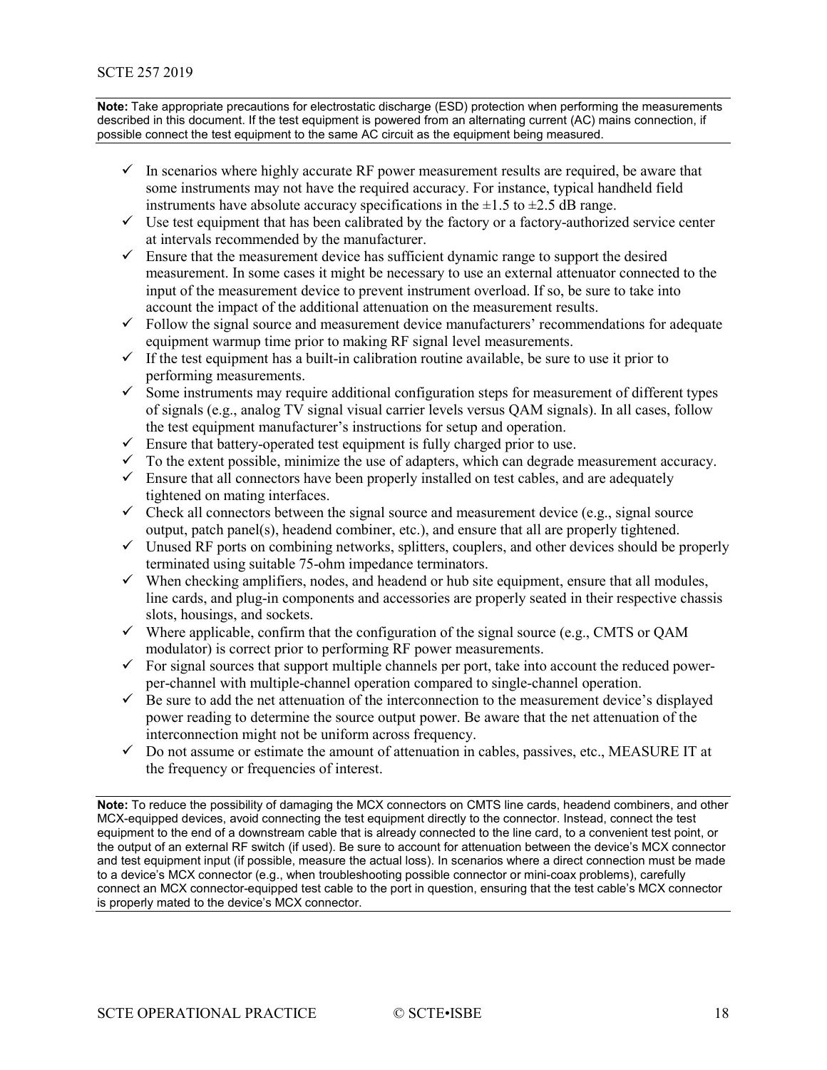**Note:** Take appropriate precautions for electrostatic discharge (ESD) protection when performing the measurements described in this document. If the test equipment is powered from an alternating current (AC) mains connection, if possible connect the test equipment to the same AC circuit as the equipment being measured.

- ✓ In scenarios where highly accurate RF power measurement results are required, be aware that some instruments may not have the required accuracy. For instance, typical handheld field instruments have absolute accuracy specifications in the ±1.5 to ±2.5 dB range.
- ✓ Use test equipment that has been calibrated by the factory or a factory-authorized service center at intervals recommended by the manufacturer.
- ✓ Ensure that the measurement device has sufficient dynamic range to support the desired measurement. In some cases it might be necessary to use an external attenuator connected to the input of the measurement device to prevent instrument overload. If so, be sure to take into account the impact of the additional attenuation on the measurement results.
- ✓ Follow the signal source and measurement device manufacturers' recommendations for adequate equipment warmup time prior to making RF signal level measurements.
- ✓ If the test equipment has a built-in calibration routine available, be sure to use it prior to performing measurements.
- ✓ Some instruments may require additional configuration steps for measurement of different types of signals (e.g., analog TV signal visual carrier levels versus QAM signals). In all cases, follow the test equipment manufacturer's instructions for setup and operation.
- ✓ Ensure that battery-operated test equipment is fully charged prior to use.
- ✓ To the extent possible, minimize the use of adapters, which can degrade measurement accuracy.
- ✓ Ensure that all connectors have been properly installed on test cables, and are adequately tightened on mating interfaces.
- ✓ Check all connectors between the signal source and measurement device (e.g., signal source output, patch panel(s), headend combiner, etc.), and ensure that all are properly tightened.
- ✓ Unused RF ports on combining networks, splitters, couplers, and other devices should be properly terminated using suitable 75-ohm impedance terminators.
- ✓ When checking amplifiers, nodes, and headend or hub site equipment, ensure that all modules, line cards, and plug-in components and accessories are properly seated in their respective chassis slots, housings, and sockets.
- ✓ Where applicable, confirm that the configuration of the signal source (e.g., CMTS or QAM modulator) is correct prior to performing RF power measurements.
- ✓ For signal sources that support multiple channels per port, take into account the reduced power-per-channel with multiple-channel operation compared to single-channel operation.
- ✓ Be sure to add the net attenuation of the interconnection to the measurement device's displayed power reading to determine the source output power. Be aware that the net attenuation of the interconnection might not be uniform across frequency.
- ✓ Do not assume or estimate the amount of attenuation in cables, passives, etc., MEASURE IT at the frequency or frequencies of interest.

**Note:** To reduce the possibility of damaging the MCX connectors on CMTS line cards, headend combiners, and other MCX-equipped devices, avoid connecting the test equipment directly to the connector. Instead, connect the test equipment to the end of a downstream cable that is already connected to the line card, to a convenient test point, or the output of an external RF switch (if used). Be sure to account for attenuation between the device's MCX connector and test equipment input (if possible, measure the actual loss). In scenarios where a direct connection must be made to a device's MCX connector (e.g., when troubleshooting possible connector or mini-coax problems), carefully connect an MCX connector-equipped test cable to the port in question, ensuring that the test cable's MCX connector is properly mated to the device's MCX connector.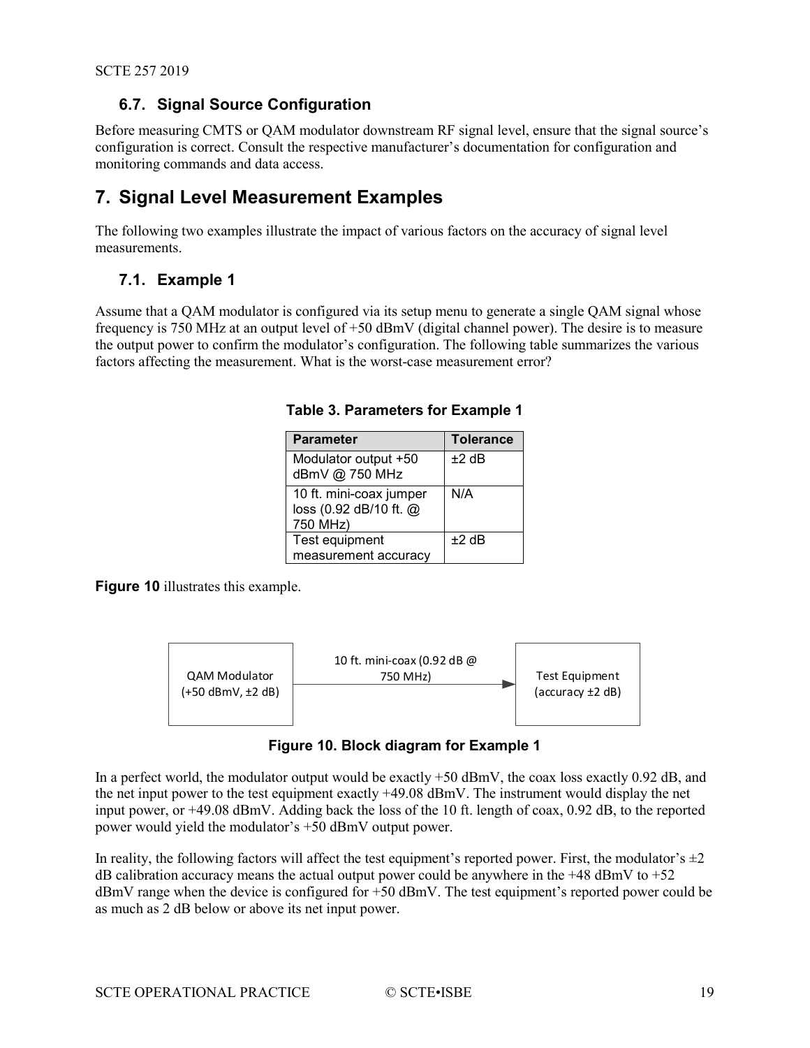## 6.7. Signal Source Configuration

Before measuring CMTS or QAM modulator downstream RF signal level, ensure that the signal source's configuration is correct. Consult the respective manufacturer's documentation for configuration and monitoring commands and data access.

# 7. Signal Level Measurement Examples

The following two examples illustrate the impact of various factors on the accuracy of signal level measurements.

## 7.1. Example 1

Assume that a QAM modulator is configured via its setup menu to generate a single QAM signal whose frequency is 750 MHz at an output level of +50 dBmV (digital channel power). The desire is to measure the output power to confirm the modulator's configuration. The following table summarizes the various factors affecting the measurement. What is the worst-case measurement error?

**Table 3. Parameters for Example 1**

| Parameter | Tolerance |
|---|---|
| Modulator output +50 dBmV @ 750 MHz | ±2 dB |
| 10 ft. mini-coax jumper loss (0.92 dB/10 ft. @ 750 MHz) | N/A |
| Test equipment measurement accuracy | ±2 dB |

**Figure 10** illustrates this example.

QAM Modulator (+50 dBmV, ±2 dB) → 10 ft. mini-coax (0.92 dB @ 750 MHz) → Test Equipment (accuracy ±2 dB)

**Figure 10. Block diagram for Example 1**

In a perfect world, the modulator output would be exactly +50 dBmV, the coax loss exactly 0.92 dB, and the net input power to the test equipment exactly +49.08 dBmV. The instrument would display the net input power, or +49.08 dBmV. Adding back the loss of the 10 ft. length of coax, 0.92 dB, to the reported power would yield the modulator's +50 dBmV output power.

In reality, the following factors will affect the test equipment's reported power. First, the modulator's ±2 dB calibration accuracy means the actual output power could be anywhere in the +48 dBmV to +52 dBmV range when the device is configured for +50 dBmV. The test equipment's reported power could be as much as 2 dB below or above its net input power.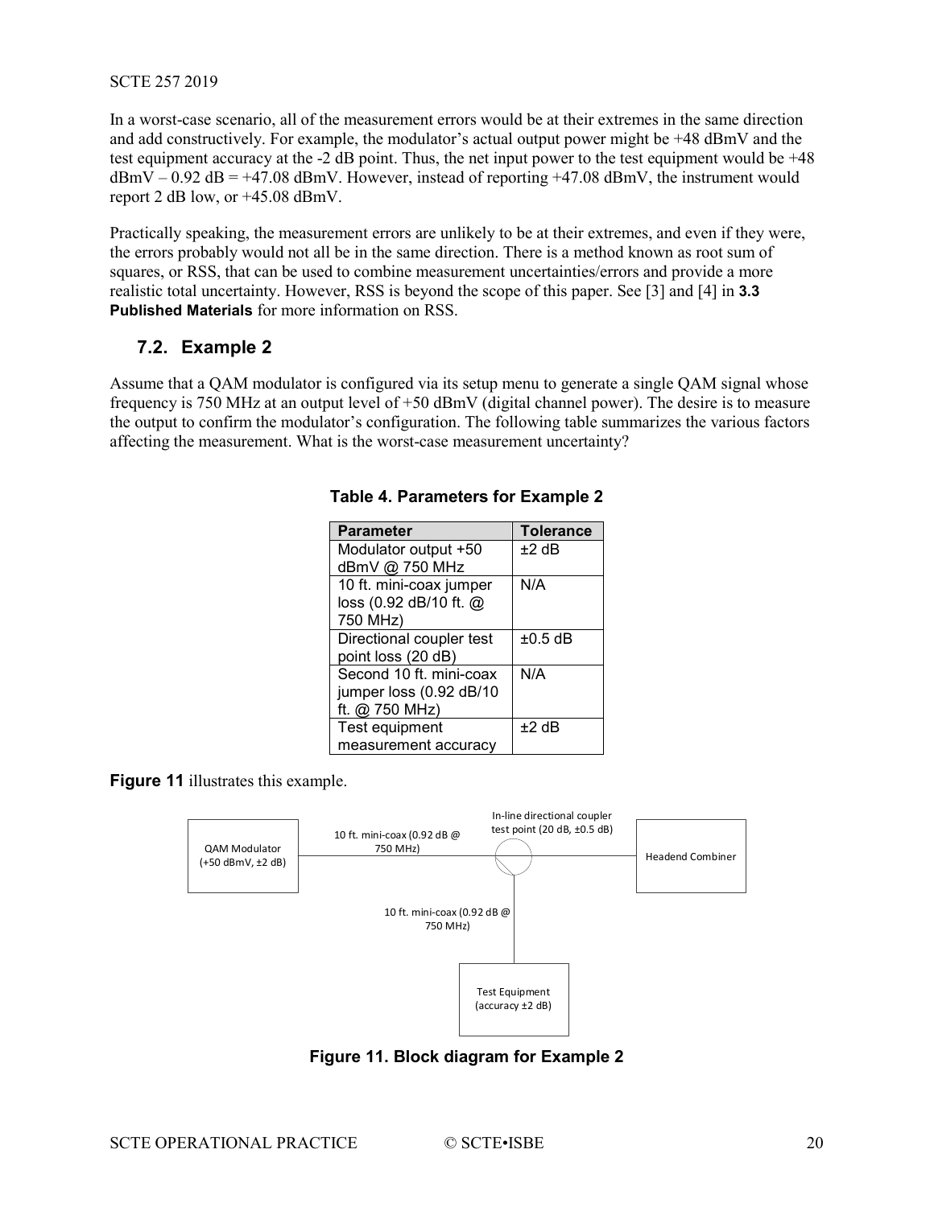In a worst-case scenario, all of the measurement errors would be at their extremes in the same direction and add constructively. For example, the modulator's actual output power might be +48 dBmV and the test equipment accuracy at the -2 dB point. Thus, the net input power to the test equipment would be +48 dBmV – 0.92 dB = +47.08 dBmV. However, instead of reporting +47.08 dBmV, the instrument would report 2 dB low, or +45.08 dBmV.

Practically speaking, the measurement errors are unlikely to be at their extremes, and even if they were, the errors probably would not all be in the same direction. There is a method known as root sum of squares, or RSS, that can be used to combine measurement uncertainties/errors and provide a more realistic total uncertainty. However, RSS is beyond the scope of this paper. See [3] and [4] in **3.3 Published Materials** for more information on RSS.

## 7.2. Example 2

Assume that a QAM modulator is configured via its setup menu to generate a single QAM signal whose frequency is 750 MHz at an output level of +50 dBmV (digital channel power). The desire is to measure the output to confirm the modulator's configuration. The following table summarizes the various factors affecting the measurement. What is the worst-case measurement uncertainty?

**Table 4. Parameters for Example 2**

| Parameter | Tolerance |
|---|---|
| Modulator output +50 dBmV @ 750 MHz | ±2 dB |
| 10 ft. mini-coax jumper loss (0.92 dB/10 ft. @ 750 MHz) | N/A |
| Directional coupler test point loss (20 dB) | ±0.5 dB |
| Second 10 ft. mini-coax jumper loss (0.92 dB/10 ft. @ 750 MHz) | N/A |
| Test equipment measurement accuracy | ±2 dB |

**Figure 11** illustrates this example.

QAM Modulator (+50 dBmV, ±2 dB) — 10 ft. mini-coax (0.92 dB @ 750 MHz) — In-line directional coupler test point (20 dB, ±0.5 dB) — Headend Combiner

10 ft. mini-coax (0.92 dB @ 750 MHz) — Test Equipment (accuracy ±2 dB)

**Figure 11. Block diagram for Example 2**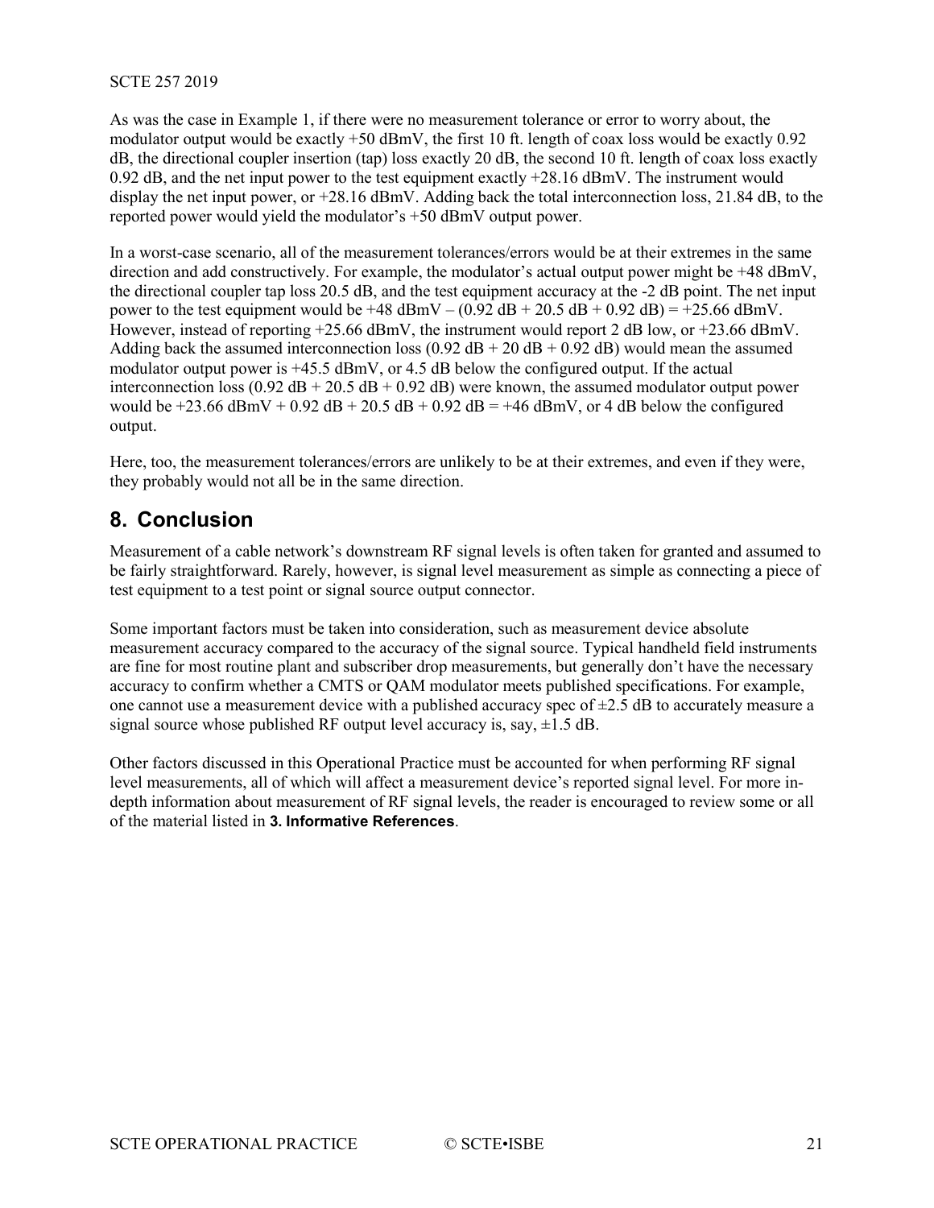As was the case in Example 1, if there were no measurement tolerance or error to worry about, the modulator output would be exactly +50 dBmV, the first 10 ft. length of coax loss would be exactly 0.92 dB, the directional coupler insertion (tap) loss exactly 20 dB, the second 10 ft. length of coax loss exactly 0.92 dB, and the net input power to the test equipment exactly +28.16 dBmV. The instrument would display the net input power, or +28.16 dBmV. Adding back the total interconnection loss, 21.84 dB, to the reported power would yield the modulator's +50 dBmV output power.

In a worst-case scenario, all of the measurement tolerances/errors would be at their extremes in the same direction and add constructively. For example, the modulator's actual output power might be +48 dBmV, the directional coupler tap loss 20.5 dB, and the test equipment accuracy at the -2 dB point. The net input power to the test equipment would be +48 dBmV – (0.92 dB + 20.5 dB + 0.92 dB) = +25.66 dBmV. However, instead of reporting +25.66 dBmV, the instrument would report 2 dB low, or +23.66 dBmV. Adding back the assumed interconnection loss (0.92 dB + 20 dB + 0.92 dB) would mean the assumed modulator output power is +45.5 dBmV, or 4.5 dB below the configured output. If the actual interconnection loss (0.92 dB + 20.5 dB + 0.92 dB) were known, the assumed modulator output power would be +23.66 dBmV + 0.92 dB + 20.5 dB + 0.92 dB = +46 dBmV, or 4 dB below the configured output.

Here, too, the measurement tolerances/errors are unlikely to be at their extremes, and even if they were, they probably would not all be in the same direction.

# 8. Conclusion

Measurement of a cable network's downstream RF signal levels is often taken for granted and assumed to be fairly straightforward. Rarely, however, is signal level measurement as simple as connecting a piece of test equipment to a test point or signal source output connector.

Some important factors must be taken into consideration, such as measurement device absolute measurement accuracy compared to the accuracy of the signal source. Typical handheld field instruments are fine for most routine plant and subscriber drop measurements, but generally don't have the necessary accuracy to confirm whether a CMTS or QAM modulator meets published specifications. For example, one cannot use a measurement device with a published accuracy spec of ±2.5 dB to accurately measure a signal source whose published RF output level accuracy is, say, ±1.5 dB.

Other factors discussed in this Operational Practice must be accounted for when performing RF signal level measurements, all of which will affect a measurement device's reported signal level. For more in-depth information about measurement of RF signal levels, the reader is encouraged to review some or all of the material listed in **3. Informative References**.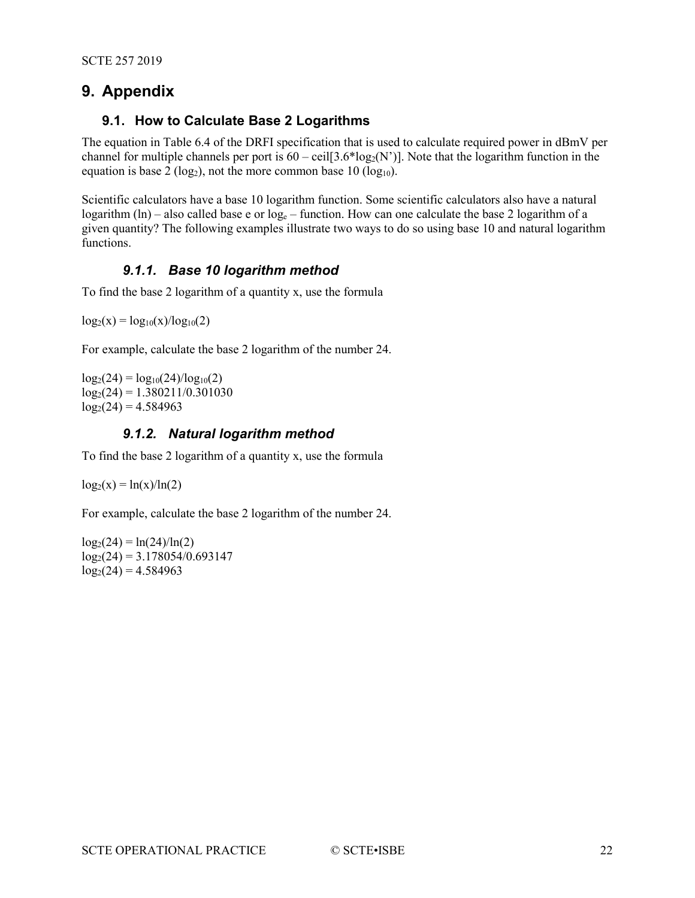# 9. Appendix

## 9.1. How to Calculate Base 2 Logarithms

The equation in Table 6.4 of the DRFI specification that is used to calculate required power in dBmV per channel for multiple channels per port is $60 - \text{ceil}[3.6*\log_2(N')]$. Note that the logarithm function in the equation is base 2 ($\log_2$), not the more common base 10 ($\log_{10}$).

Scientific calculators have a base 10 logarithm function. Some scientific calculators also have a natural logarithm (ln) – also called base e or $\log_e$ – function. How can one calculate the base 2 logarithm of a given quantity? The following examples illustrate two ways to do so using base 10 and natural logarithm functions.

### *9.1.1. Base 10 logarithm method*

To find the base 2 logarithm of a quantity x, use the formula

$$\log_2(x) = \log_{10}(x)/\log_{10}(2)$$

For example, calculate the base 2 logarithm of the number 24.

$$\log_2(24) = \log_{10}(24)/\log_{10}(2)$$
$$\log_2(24) = 1.380211/0.301030$$
$$\log_2(24) = 4.584963$$

### *9.1.2. Natural logarithm method*

To find the base 2 logarithm of a quantity x, use the formula

$$\log_2(x) = \ln(x)/\ln(2)$$

For example, calculate the base 2 logarithm of the number 24.

$$\log_2(24) = \ln(24)/\ln(2)$$
$$\log_2(24) = 3.178054/0.693147$$
$$\log_2(24) = 4.584963$$